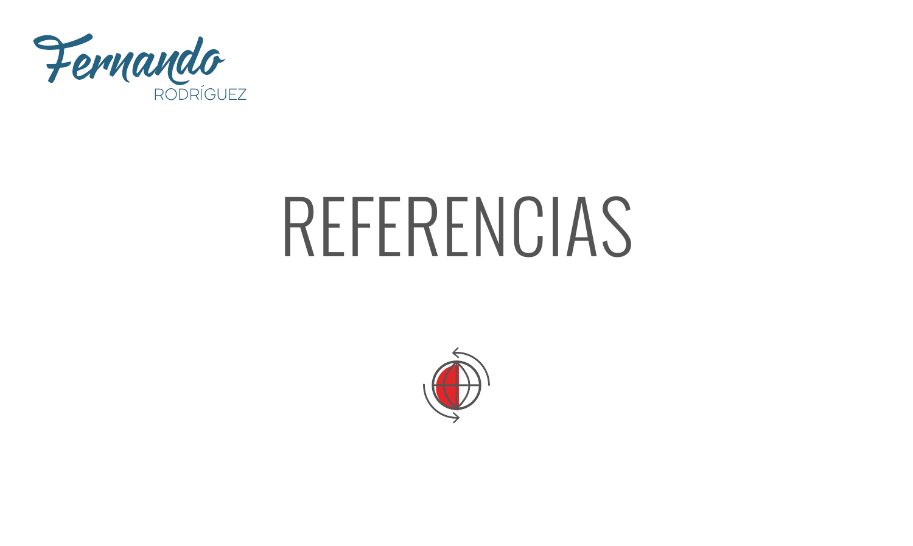Fernando

RODRÍGUEZ

# REFERENCIAS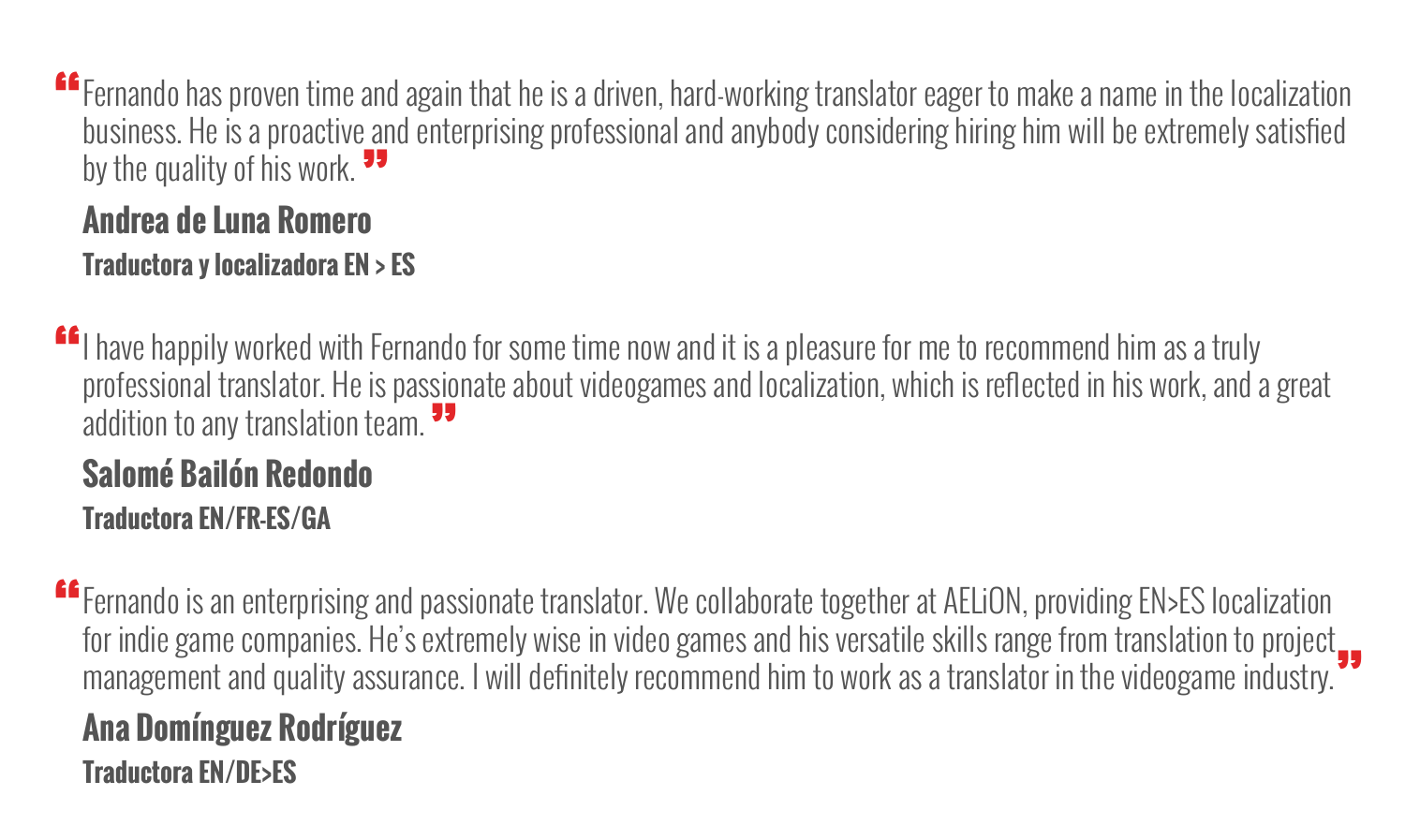> "Fernando has proven time and again that he is a driven, hard-working translator eager to make a name in the localization business. He is a proactive and enterprising professional and anybody considering hiring him will be extremely satisfied by the quality of his work."

**Andrea de Luna Romero**
**Traductora y localizadora EN > ES**

> "I have happily worked with Fernando for some time now and it is a pleasure for me to recommend him as a truly professional translator. He is passionate about videogames and localization, which is reflected in his work, and a great addition to any translation team."

**Salomé Bailón Redondo**
**Traductora EN/FR-ES/GA**

> "Fernando is an enterprising and passionate translator. We collaborate together at AELiON, providing EN>ES localization for indie game companies. He's extremely wise in video games and his versatile skills range from translation to project management and quality assurance. I will definitely recommend him to work as a translator in the videogame industry."

**Ana Domínguez Rodríguez**
**Traductora EN/DE>ES**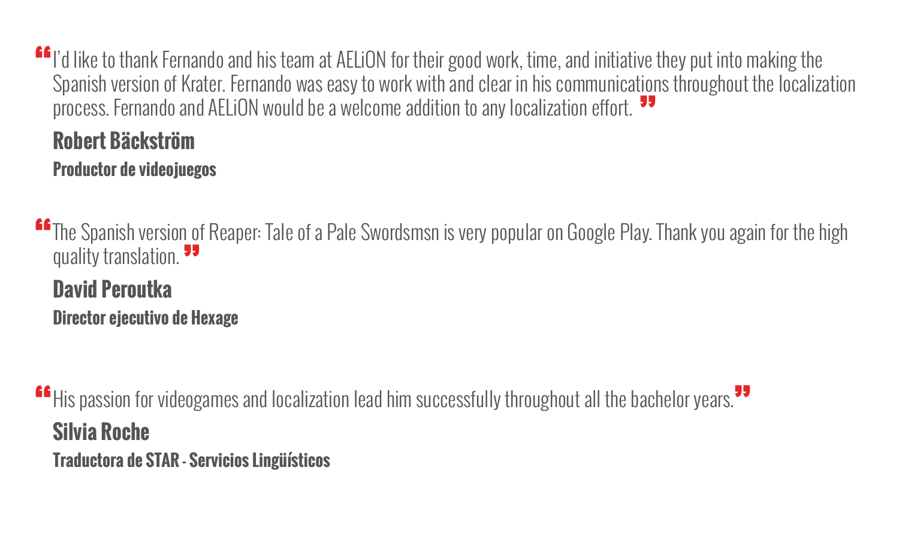> "I'd like to thank Fernando and his team at AELiON for their good work, time, and initiative they put into making the Spanish version of Krater. Fernando was easy to work with and clear in his communications throughout the localization process. Fernando and AELiON would be a welcome addition to any localization effort."

**Robert Bäckström**

**Productor de videojuegos**

> "The Spanish version of Reaper: Tale of a Pale Swordsmsn is very popular on Google Play. Thank you again for the high quality translation."

**David Peroutka**

**Director ejecutivo de Hexage**

> "His passion for videogames and localization lead him successfully throughout all the bachelor years."

**Silvia Roche**

**Traductora de STAR - Servicios Lingüísticos**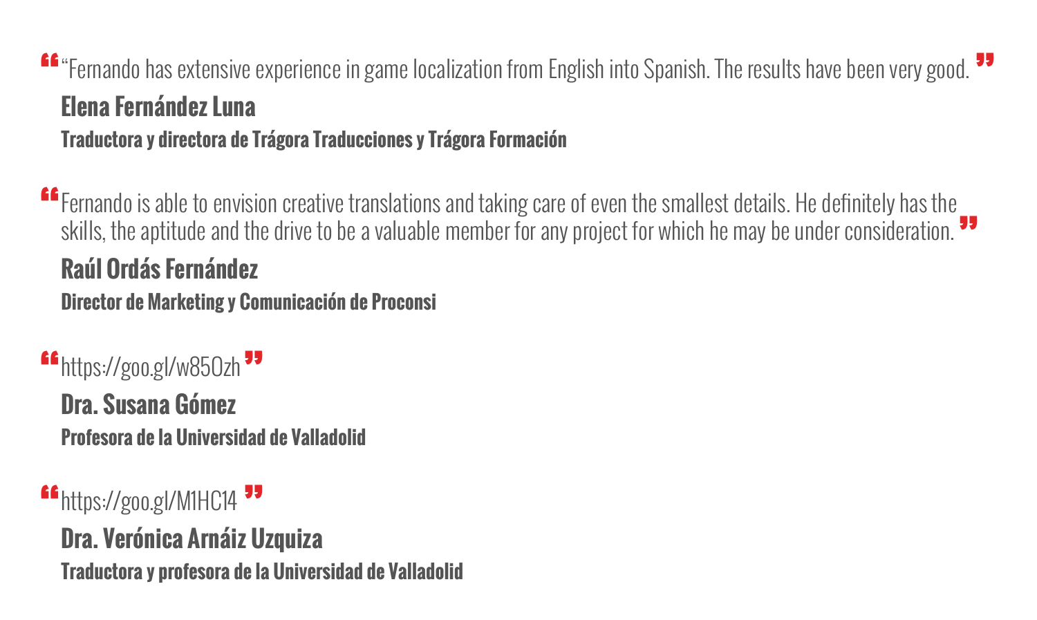“ “Fernando has extensive experience in game localization from English into Spanish. The results have been very good. ”

**Elena Fernández Luna**

**Traductora y directora de Trágora Traducciones y Trágora Formación**

“ Fernando is able to envision creative translations and taking care of even the smallest details. He definitely has the skills, the aptitude and the drive to be a valuable member for any project for which he may be under consideration. ”

**Raúl Ordás Fernández**

**Director de Marketing y Comunicación de Proconsi**

“ https://goo.gl/w85Ozh ”

**Dra. Susana Gómez**

**Profesora de la Universidad de Valladolid**

“ https://goo.gl/M1HC14 ”

**Dra. Verónica Arnáiz Uzquiza**

**Traductora y profesora de la Universidad de Valladolid**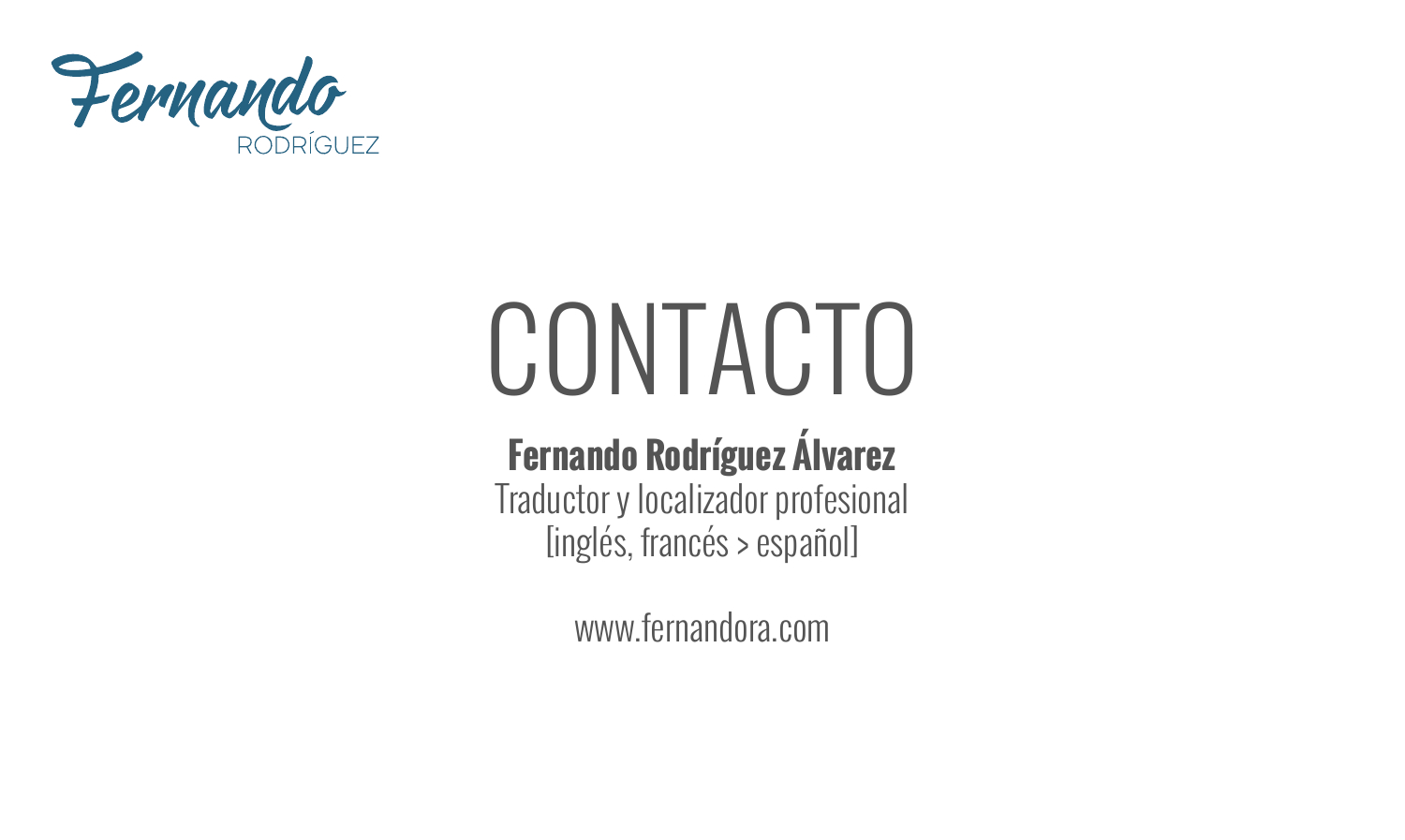Fernando
RODRÍGUEZ

# CONTACTO

**Fernando Rodríguez Álvarez**
Traductor y localizador profesional
[inglés, francés > español]

www.fernandora.com